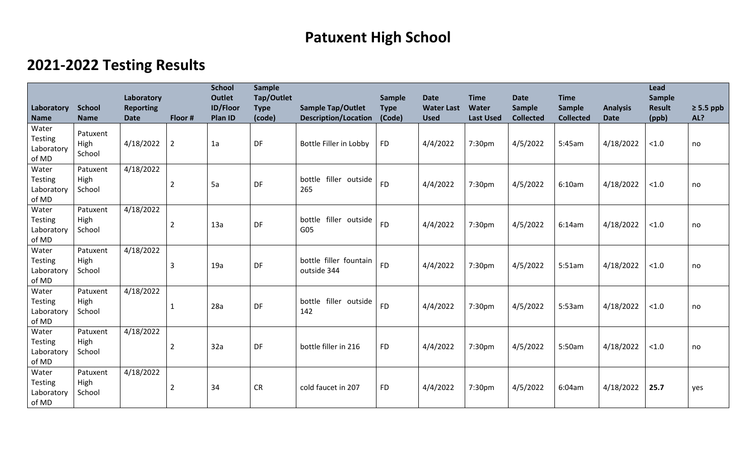# Patuxent High School

## 2021-2022 Testing Results

| Laboratory Name | School Name | Laboratory Reporting Date | Floor # | School Outlet ID/Floor Plan ID | Sample Tap/Outlet Type (code) | Sample Tap/Outlet Description/Location | Sample Type (Code) | Date Water Last Used | Time Water Last Used | Date Sample Collected | Time Sample Collected | Analysis Date | Lead Sample Result (ppb) | ≥ 5.5 ppb AL? |
|---|---|---|---|---|---|---|---|---|---|---|---|---|---|---|
| Water Testing Laboratory of MD | Patuxent High School | 4/18/2022 | 2 | 1a | DF | Bottle Filler in Lobby | FD | 4/4/2022 | 7:30pm | 4/5/2022 | 5:45am | 4/18/2022 | <1.0 | no |
| Water Testing Laboratory of MD | Patuxent High School | 4/18/2022 | 2 | 5a | DF | bottle filler outside 265 | FD | 4/4/2022 | 7:30pm | 4/5/2022 | 6:10am | 4/18/2022 | <1.0 | no |
| Water Testing Laboratory of MD | Patuxent High School | 4/18/2022 | 2 | 13a | DF | bottle filler outside G05 | FD | 4/4/2022 | 7:30pm | 4/5/2022 | 6:14am | 4/18/2022 | <1.0 | no |
| Water Testing Laboratory of MD | Patuxent High School | 4/18/2022 | 3 | 19a | DF | bottle filler fountain outside 344 | FD | 4/4/2022 | 7:30pm | 4/5/2022 | 5:51am | 4/18/2022 | <1.0 | no |
| Water Testing Laboratory of MD | Patuxent High School | 4/18/2022 | 1 | 28a | DF | bottle filler outside 142 | FD | 4/4/2022 | 7:30pm | 4/5/2022 | 5:53am | 4/18/2022 | <1.0 | no |
| Water Testing Laboratory of MD | Patuxent High School | 4/18/2022 | 2 | 32a | DF | bottle filler in 216 | FD | 4/4/2022 | 7:30pm | 4/5/2022 | 5:50am | 4/18/2022 | <1.0 | no |
| Water Testing Laboratory of MD | Patuxent High School | 4/18/2022 | 2 | 34 | CR | cold faucet in 207 | FD | 4/4/2022 | 7:30pm | 4/5/2022 | 6:04am | 4/18/2022 | **25.7** | yes |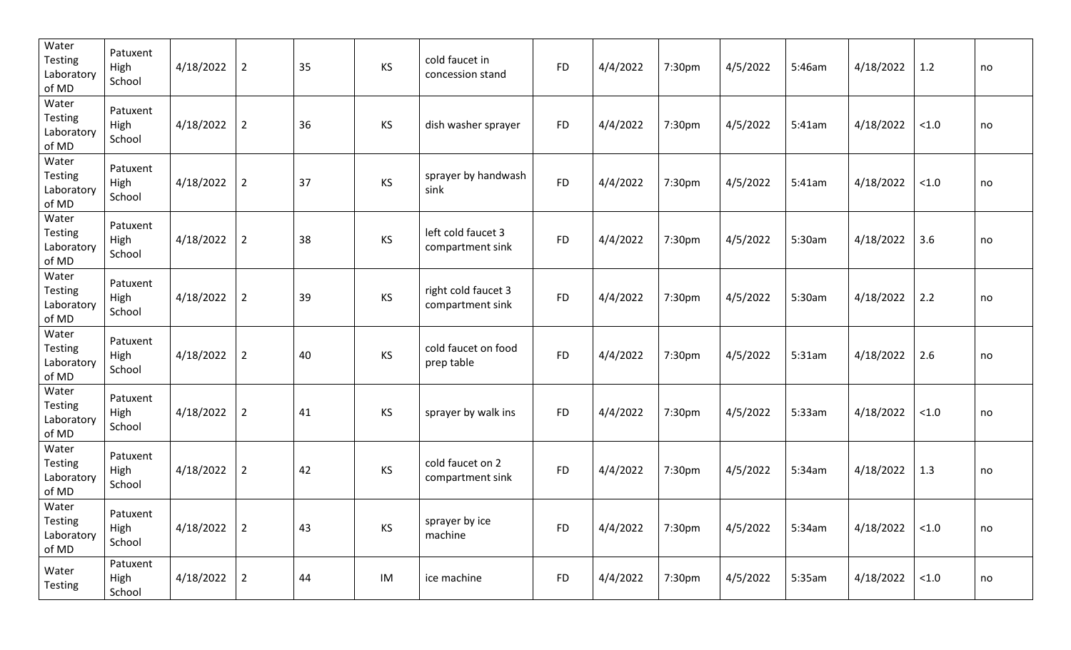| Water Testing Laboratory of MD | Patuxent High School | 4/18/2022 | 2 | 35 | KS | cold faucet in concession stand | FD | 4/4/2022 | 7:30pm | 4/5/2022 | 5:46am | 4/18/2022 | 1.2 | no |
|---|---|---|---|---|---|---|---|---|---|---|---|---|---|---|
| Water Testing Laboratory of MD | Patuxent High School | 4/18/2022 | 2 | 36 | KS | dish washer sprayer | FD | 4/4/2022 | 7:30pm | 4/5/2022 | 5:41am | 4/18/2022 | <1.0 | no |
| Water Testing Laboratory of MD | Patuxent High School | 4/18/2022 | 2 | 37 | KS | sprayer by handwash sink | FD | 4/4/2022 | 7:30pm | 4/5/2022 | 5:41am | 4/18/2022 | <1.0 | no |
| Water Testing Laboratory of MD | Patuxent High School | 4/18/2022 | 2 | 38 | KS | left cold faucet 3 compartment sink | FD | 4/4/2022 | 7:30pm | 4/5/2022 | 5:30am | 4/18/2022 | 3.6 | no |
| Water Testing Laboratory of MD | Patuxent High School | 4/18/2022 | 2 | 39 | KS | right cold faucet 3 compartment sink | FD | 4/4/2022 | 7:30pm | 4/5/2022 | 5:30am | 4/18/2022 | 2.2 | no |
| Water Testing Laboratory of MD | Patuxent High School | 4/18/2022 | 2 | 40 | KS | cold faucet on food prep table | FD | 4/4/2022 | 7:30pm | 4/5/2022 | 5:31am | 4/18/2022 | 2.6 | no |
| Water Testing Laboratory of MD | Patuxent High School | 4/18/2022 | 2 | 41 | KS | sprayer by walk ins | FD | 4/4/2022 | 7:30pm | 4/5/2022 | 5:33am | 4/18/2022 | <1.0 | no |
| Water Testing Laboratory of MD | Patuxent High School | 4/18/2022 | 2 | 42 | KS | cold faucet on 2 compartment sink | FD | 4/4/2022 | 7:30pm | 4/5/2022 | 5:34am | 4/18/2022 | 1.3 | no |
| Water Testing Laboratory of MD | Patuxent High School | 4/18/2022 | 2 | 43 | KS | sprayer by ice machine | FD | 4/4/2022 | 7:30pm | 4/5/2022 | 5:34am | 4/18/2022 | <1.0 | no |
| Water Testing | Patuxent High School | 4/18/2022 | 2 | 44 | IM | ice machine | FD | 4/4/2022 | 7:30pm | 4/5/2022 | 5:35am | 4/18/2022 | <1.0 | no |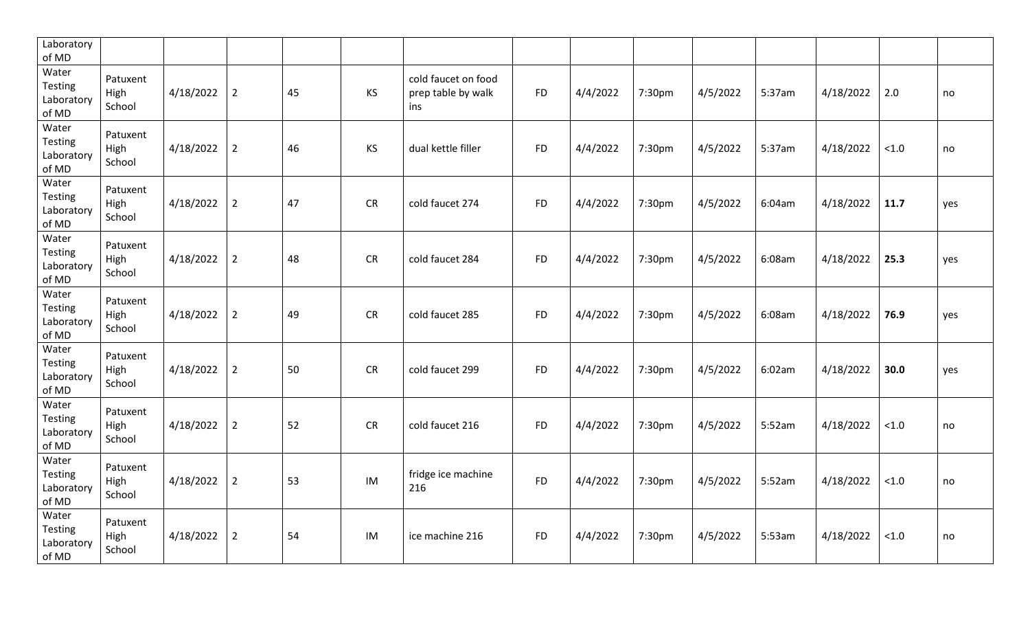| | | | | | | | | | | | | | | |
|---|---|---|---|---|---|---|---|---|---|---|---|---|---|---|
| Laboratory of MD | | | | | | | | | | | | | | |
| Water Testing Laboratory of MD | Patuxent High School | 4/18/2022 | 2 | 45 | KS | cold faucet on food prep table by walk ins | FD | 4/4/2022 | 7:30pm | 4/5/2022 | 5:37am | 4/18/2022 | 2.0 | no |
| Water Testing Laboratory of MD | Patuxent High School | 4/18/2022 | 2 | 46 | KS | dual kettle filler | FD | 4/4/2022 | 7:30pm | 4/5/2022 | 5:37am | 4/18/2022 | <1.0 | no |
| Water Testing Laboratory of MD | Patuxent High School | 4/18/2022 | 2 | 47 | CR | cold faucet 274 | FD | 4/4/2022 | 7:30pm | 4/5/2022 | 6:04am | 4/18/2022 | **11.7** | yes |
| Water Testing Laboratory of MD | Patuxent High School | 4/18/2022 | 2 | 48 | CR | cold faucet 284 | FD | 4/4/2022 | 7:30pm | 4/5/2022 | 6:08am | 4/18/2022 | **25.3** | yes |
| Water Testing Laboratory of MD | Patuxent High School | 4/18/2022 | 2 | 49 | CR | cold faucet 285 | FD | 4/4/2022 | 7:30pm | 4/5/2022 | 6:08am | 4/18/2022 | **76.9** | yes |
| Water Testing Laboratory of MD | Patuxent High School | 4/18/2022 | 2 | 50 | CR | cold faucet 299 | FD | 4/4/2022 | 7:30pm | 4/5/2022 | 6:02am | 4/18/2022 | **30.0** | yes |
| Water Testing Laboratory of MD | Patuxent High School | 4/18/2022 | 2 | 52 | CR | cold faucet 216 | FD | 4/4/2022 | 7:30pm | 4/5/2022 | 5:52am | 4/18/2022 | <1.0 | no |
| Water Testing Laboratory of MD | Patuxent High School | 4/18/2022 | 2 | 53 | IM | fridge ice machine 216 | FD | 4/4/2022 | 7:30pm | 4/5/2022 | 5:52am | 4/18/2022 | <1.0 | no |
| Water Testing Laboratory of MD | Patuxent High School | 4/18/2022 | 2 | 54 | IM | ice machine 216 | FD | 4/4/2022 | 7:30pm | 4/5/2022 | 5:53am | 4/18/2022 | <1.0 | no |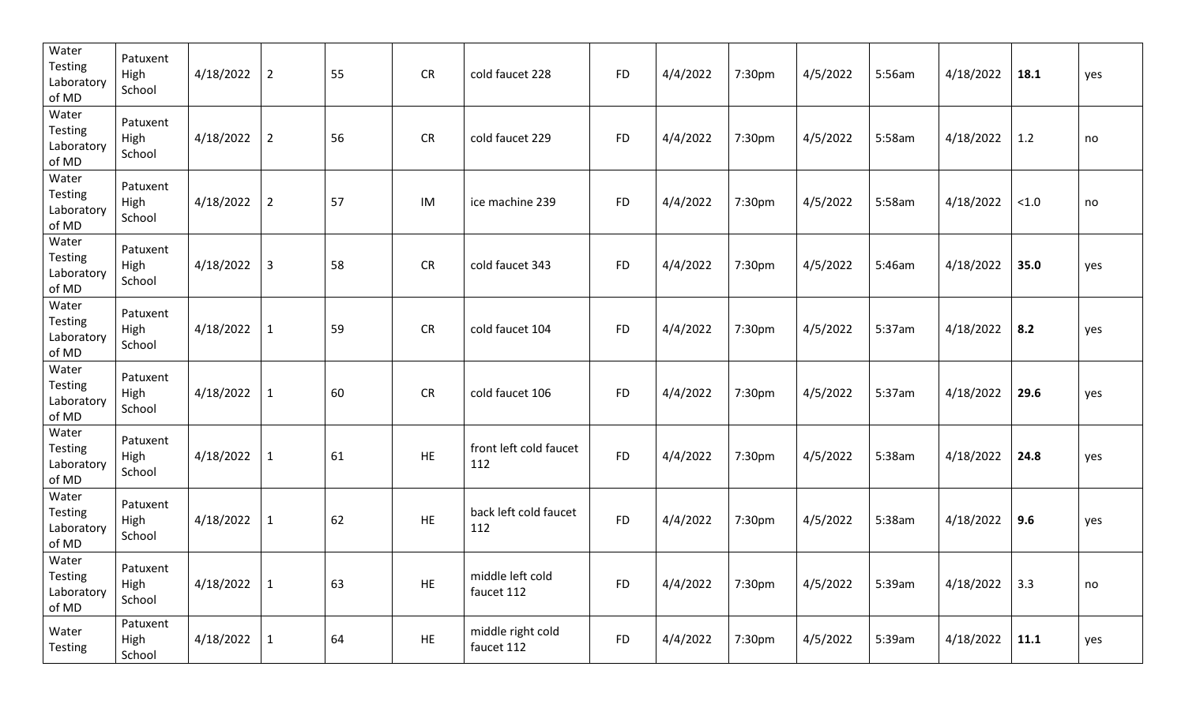| | | | | | | | | | | | | | | |
|---|---|---|---|---|---|---|---|---|---|---|---|---|---|---|
| Water Testing Laboratory of MD | Patuxent High School | 4/18/2022 | 2 | 55 | CR | cold faucet 228 | FD | 4/4/2022 | 7:30pm | 4/5/2022 | 5:56am | 4/18/2022 | **18.1** | yes |
| Water Testing Laboratory of MD | Patuxent High School | 4/18/2022 | 2 | 56 | CR | cold faucet 229 | FD | 4/4/2022 | 7:30pm | 4/5/2022 | 5:58am | 4/18/2022 | 1.2 | no |
| Water Testing Laboratory of MD | Patuxent High School | 4/18/2022 | 2 | 57 | IM | ice machine 239 | FD | 4/4/2022 | 7:30pm | 4/5/2022 | 5:58am | 4/18/2022 | <1.0 | no |
| Water Testing Laboratory of MD | Patuxent High School | 4/18/2022 | 3 | 58 | CR | cold faucet 343 | FD | 4/4/2022 | 7:30pm | 4/5/2022 | 5:46am | 4/18/2022 | **35.0** | yes |
| Water Testing Laboratory of MD | Patuxent High School | 4/18/2022 | 1 | 59 | CR | cold faucet 104 | FD | 4/4/2022 | 7:30pm | 4/5/2022 | 5:37am | 4/18/2022 | **8.2** | yes |
| Water Testing Laboratory of MD | Patuxent High School | 4/18/2022 | 1 | 60 | CR | cold faucet 106 | FD | 4/4/2022 | 7:30pm | 4/5/2022 | 5:37am | 4/18/2022 | **29.6** | yes |
| Water Testing Laboratory of MD | Patuxent High School | 4/18/2022 | 1 | 61 | HE | front left cold faucet 112 | FD | 4/4/2022 | 7:30pm | 4/5/2022 | 5:38am | 4/18/2022 | **24.8** | yes |
| Water Testing Laboratory of MD | Patuxent High School | 4/18/2022 | 1 | 62 | HE | back left cold faucet 112 | FD | 4/4/2022 | 7:30pm | 4/5/2022 | 5:38am | 4/18/2022 | **9.6** | yes |
| Water Testing Laboratory of MD | Patuxent High School | 4/18/2022 | 1 | 63 | HE | middle left cold faucet 112 | FD | 4/4/2022 | 7:30pm | 4/5/2022 | 5:39am | 4/18/2022 | 3.3 | no |
| Water Testing | Patuxent High School | 4/18/2022 | 1 | 64 | HE | middle right cold faucet 112 | FD | 4/4/2022 | 7:30pm | 4/5/2022 | 5:39am | 4/18/2022 | **11.1** | yes |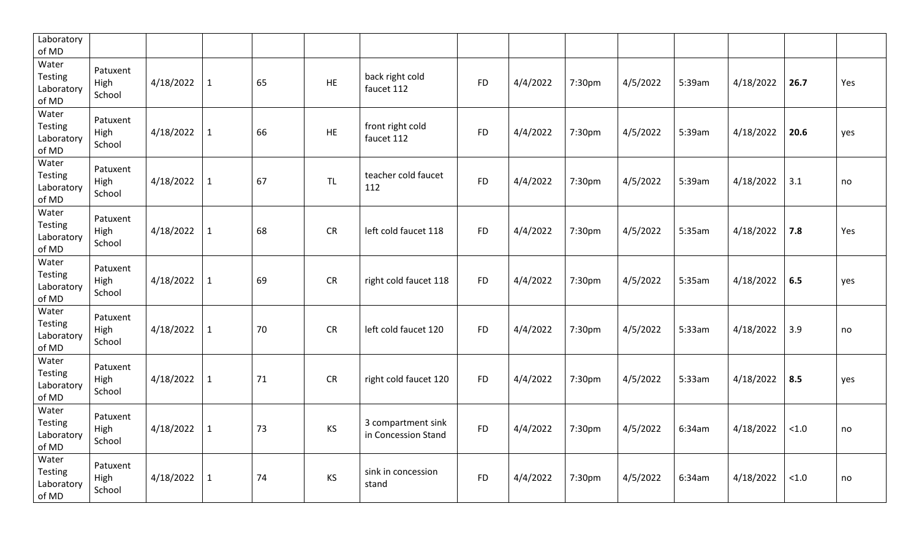| | | | | | | | | | | | | | | |
|---|---|---|---|---|---|---|---|---|---|---|---|---|---|---|
| Laboratory of MD | | | | | | | | | | | | | | |
| Water Testing Laboratory of MD | Patuxent High School | 4/18/2022 | 1 | 65 | HE | back right cold faucet 112 | FD | 4/4/2022 | 7:30pm | 4/5/2022 | 5:39am | 4/18/2022 | **26.7** | Yes |
| Water Testing Laboratory of MD | Patuxent High School | 4/18/2022 | 1 | 66 | HE | front right cold faucet 112 | FD | 4/4/2022 | 7:30pm | 4/5/2022 | 5:39am | 4/18/2022 | **20.6** | yes |
| Water Testing Laboratory of MD | Patuxent High School | 4/18/2022 | 1 | 67 | TL | teacher cold faucet 112 | FD | 4/4/2022 | 7:30pm | 4/5/2022 | 5:39am | 4/18/2022 | 3.1 | no |
| Water Testing Laboratory of MD | Patuxent High School | 4/18/2022 | 1 | 68 | CR | left cold faucet 118 | FD | 4/4/2022 | 7:30pm | 4/5/2022 | 5:35am | 4/18/2022 | **7.8** | Yes |
| Water Testing Laboratory of MD | Patuxent High School | 4/18/2022 | 1 | 69 | CR | right cold faucet 118 | FD | 4/4/2022 | 7:30pm | 4/5/2022 | 5:35am | 4/18/2022 | **6.5** | yes |
| Water Testing Laboratory of MD | Patuxent High School | 4/18/2022 | 1 | 70 | CR | left cold faucet 120 | FD | 4/4/2022 | 7:30pm | 4/5/2022 | 5:33am | 4/18/2022 | 3.9 | no |
| Water Testing Laboratory of MD | Patuxent High School | 4/18/2022 | 1 | 71 | CR | right cold faucet 120 | FD | 4/4/2022 | 7:30pm | 4/5/2022 | 5:33am | 4/18/2022 | **8.5** | yes |
| Water Testing Laboratory of MD | Patuxent High School | 4/18/2022 | 1 | 73 | KS | 3 compartment sink in Concession Stand | FD | 4/4/2022 | 7:30pm | 4/5/2022 | 6:34am | 4/18/2022 | <1.0 | no |
| Water Testing Laboratory of MD | Patuxent High School | 4/18/2022 | 1 | 74 | KS | sink in concession stand | FD | 4/4/2022 | 7:30pm | 4/5/2022 | 6:34am | 4/18/2022 | <1.0 | no |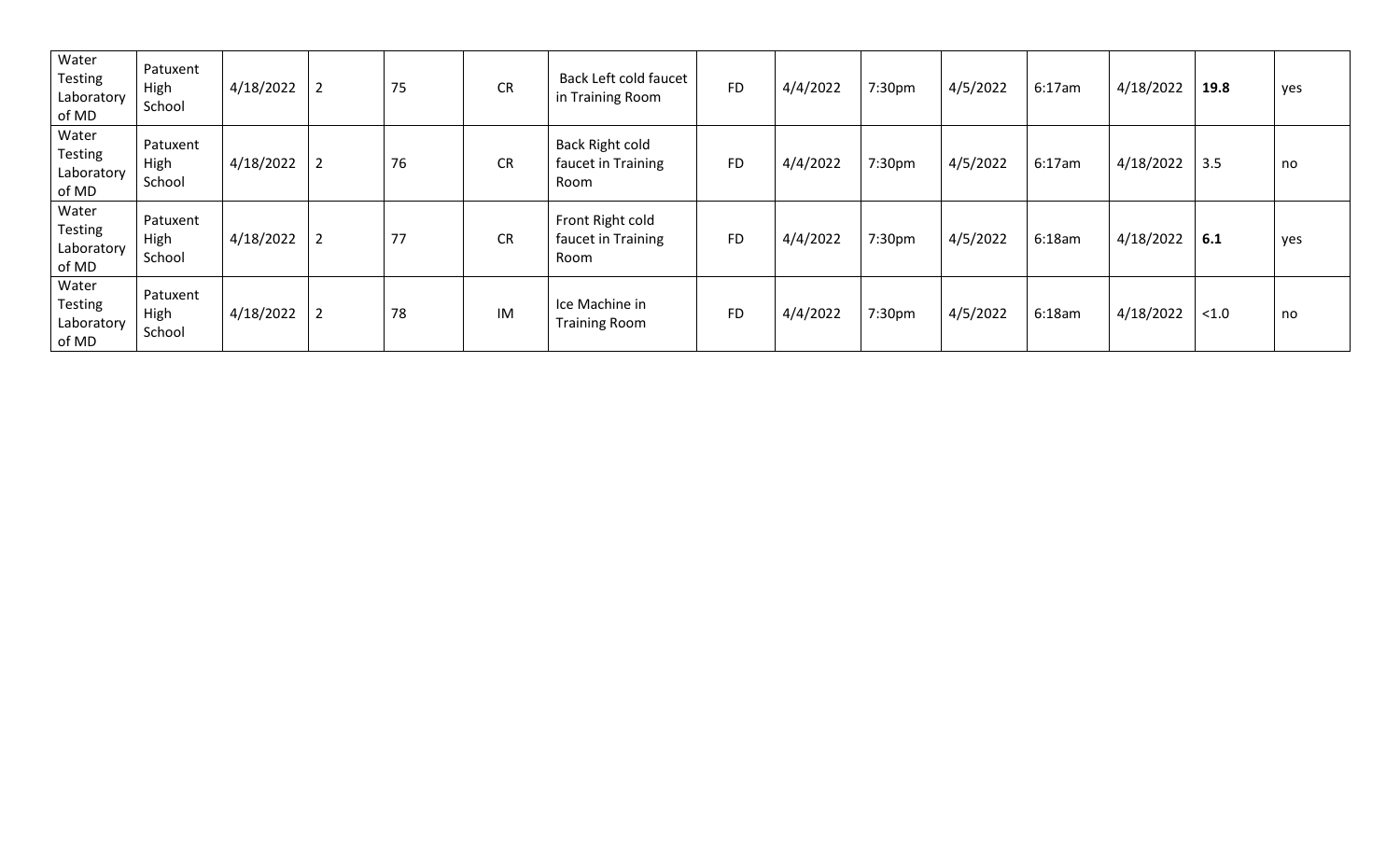| | | | | | | | | | | | | | | |
|---|---|---|---|---|---|---|---|---|---|---|---|---|---|---|
| Water Testing Laboratory of MD | Patuxent High School | 4/18/2022 | 2 | 75 | CR | Back Left cold faucet in Training Room | FD | 4/4/2022 | 7:30pm | 4/5/2022 | 6:17am | 4/18/2022 | **19.8** | yes |
| Water Testing Laboratory of MD | Patuxent High School | 4/18/2022 | 2 | 76 | CR | Back Right cold faucet in Training Room | FD | 4/4/2022 | 7:30pm | 4/5/2022 | 6:17am | 4/18/2022 | 3.5 | no |
| Water Testing Laboratory of MD | Patuxent High School | 4/18/2022 | 2 | 77 | CR | Front Right cold faucet in Training Room | FD | 4/4/2022 | 7:30pm | 4/5/2022 | 6:18am | 4/18/2022 | **6.1** | yes |
| Water Testing Laboratory of MD | Patuxent High School | 4/18/2022 | 2 | 78 | IM | Ice Machine in Training Room | FD | 4/4/2022 | 7:30pm | 4/5/2022 | 6:18am | 4/18/2022 | <1.0 | no |